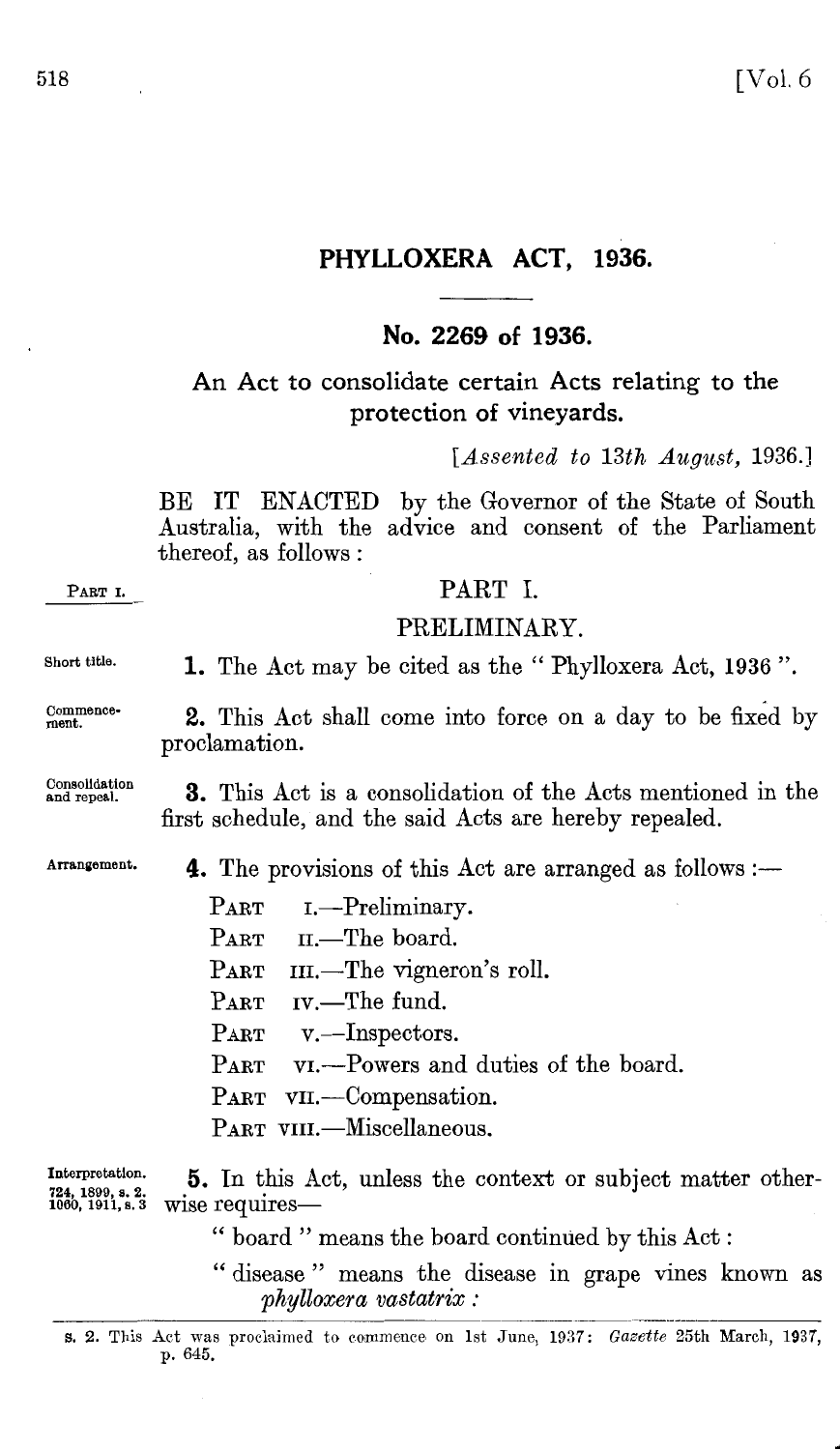# PHYLLOXERA ACT, 1936.

## No. 2269 of 1936.

### An Act to consolidate certain Acts relating to the protection of vineyards.

[*Assented to 13th August, 1936.*]

BE IT ENACTED by the Governor of the State of South Australia, with the advice and consent of the Parliament thereof, as follows :

PART I.

## PART I.

## PRELIMINARY.

Short title.

**1.** The Act may be cited as the " Phylloxera Act, 1936 ".

Commencement.

**2.** This Act shall come into force on a day to be fixed by proclamation.

Consolidation and repeal.

**3.** This Act is a consolidation of the Acts mentioned in the first schedule, and the said Acts are hereby repealed.

Arrangement.

**4.** The provisions of this Act are arranged as follows :—

PART I.—Preliminary.
PART II.—The board.
PART III.—The vigneron's roll.
PART IV.—The fund.
PART V.—Inspectors.
PART VI.—Powers and duties of the board.
PART VII.—Compensation.
PART VIII.—Miscellaneous.

Interpretation. 724, 1899, s. 2. 1060, 1911, s. 3

**5.** In this Act, unless the context or subject matter otherwise requires—

" board " means the board continued by this Act :

" disease " means the disease in grape vines known as *phylloxera vastatrix* :

s. 2. This Act was proclaimed to commence on 1st June, 1937: *Gazette* 25th March, 1937, p. 645.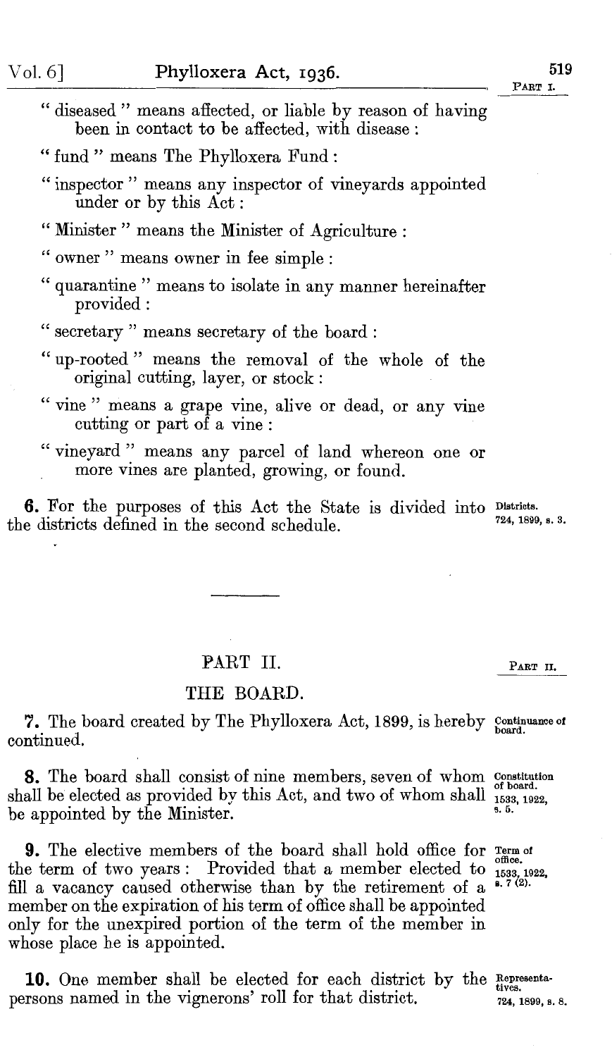"diseased" means affected, or liable by reason of having been in contact to be affected, with disease:

"fund" means The Phylloxera Fund:

"inspector" means any inspector of vineyards appointed under or by this Act:

"Minister" means the Minister of Agriculture:

"owner" means owner in fee simple:

"quarantine" means to isolate in any manner hereinafter provided:

"secretary" means secretary of the board:

"up-rooted" means the removal of the whole of the original cutting, layer, or stock:

"vine" means a grape vine, alive or dead, or any vine cutting or part of a vine:

"vineyard" means any parcel of land whereon one or more vines are planted, growing, or found.

**6.** For the purposes of this Act the State is divided into the districts defined in the second schedule. *Districts. 724, 1899, s. 3.*

## PART II.

### THE BOARD.

**7.** The board created by The Phylloxera Act, 1899, is hereby continued. *Continuance of board.*

**8.** The board shall consist of nine members, seven of whom shall be elected as provided by this Act, and two of whom shall be appointed by the Minister. *Constitution of board. 1533, 1922, s. 5.*

**9.** The elective members of the board shall hold office for the term of two years: Provided that a member elected to fill a vacancy caused otherwise than by the retirement of a member on the expiration of his term of office shall be appointed only for the unexpired portion of the term of the member in whose place he is appointed. *Term of office. 1533, 1922, s. 7 (2).*

**10.** One member shall be elected for each district by the persons named in the vignerons' roll for that district. *Representatives. 724, 1899, s. 8.*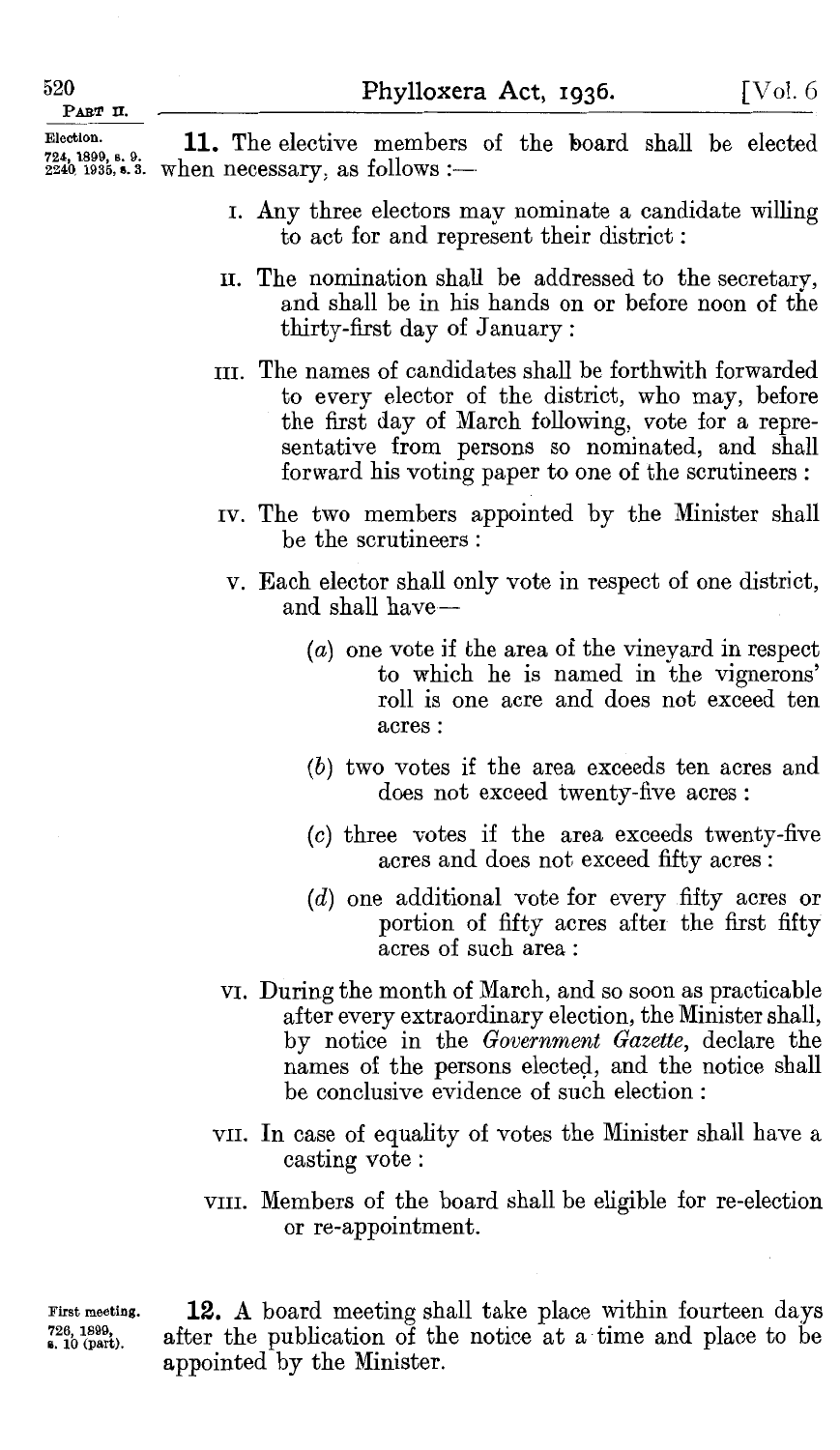Election.
724, 1899, s. 9.
2240, 1935, s. 3.

**11.** The elective members of the board shall be elected when necessary, as follows :—

I. Any three electors may nominate a candidate willing to act for and represent their district :

II. The nomination shall be addressed to the secretary, and shall be in his hands on or before noon of the thirty-first day of January :

III. The names of candidates shall be forthwith forwarded to every elector of the district, who may, before the first day of March following, vote for a representative from persons so nominated, and shall forward his voting paper to one of the scrutineers :

IV. The two members appointed by the Minister shall be the scrutineers :

V. Each elector shall only vote in respect of one district, and shall have—

(*a*) one vote if the area of the vineyard in respect to which he is named in the vignerons' roll is one acre and does not exceed ten acres :

(*b*) two votes if the area exceeds ten acres and does not exceed twenty-five acres :

(*c*) three votes if the area exceeds twenty-five acres and does not exceed fifty acres :

(*d*) one additional vote for every fifty acres or portion of fifty acres after the first fifty acres of such area :

VI. During the month of March, and so soon as practicable after every extraordinary election, the Minister shall, by notice in the *Government Gazette*, declare the names of the persons elected, and the notice shall be conclusive evidence of such election :

VII. In case of equality of votes the Minister shall have a casting vote :

VIII. Members of the board shall be eligible for re-election or re-appointment.

First meeting.
726, 1899, s. 10 (part).

**12.** A board meeting shall take place within fourteen days after the publication of the notice at a time and place to be appointed by the Minister.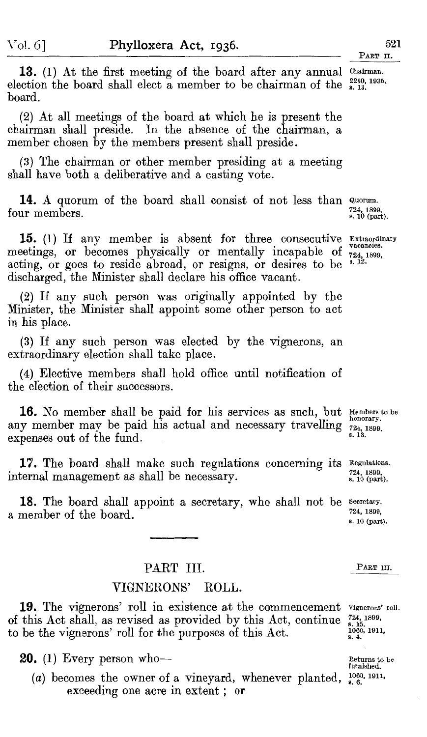**13.** (1) At the first meeting of the board after any annual election the board shall elect a member to be chairman of the board.

Chairman. 2240, 1935, s. 13.

(2) At all meetings of the board at which he is present the chairman shall preside. In the absence of the chairman, a member chosen by the members present shall preside.

(3) The chairman or other member presiding at a meeting shall have both a deliberative and a casting vote.

**14.** A quorum of the board shall consist of not less than four members.

Quorum. 724, 1899, s. 10 (part).

**15.** (1) If any member is absent for three consecutive meetings, or becomes physically or mentally incapable of acting, or goes to reside abroad, or resigns, or desires to be discharged, the Minister shall declare his office vacant.

Extraordinary vacancies. 724, 1899, s. 12.

(2) If any such person was originally appointed by the Minister, the Minister shall appoint some other person to act in his place.

(3) If any such person was elected by the vignerons, an extraordinary election shall take place.

(4) Elective members shall hold office until notification of the election of their successors.

**16.** No member shall be paid for his services as such, but any member may be paid his actual and necessary travelling expenses out of the fund.

Members to be honorary. 724, 1899, s. 13.

**17.** The board shall make such regulations concerning its internal management as shall be necessary.

Regulations. 724, 1899, s. 10 (part).

**18.** The board shall appoint a secretary, who shall not be a member of the board.

Secretary. 724, 1899, s. 10 (part).

## PART III.

## VIGNERONS' ROLL.

**19.** The vignerons' roll in existence at the commencement of this Act shall, as revised as provided by this Act, continue to be the vignerons' roll for the purposes of this Act.

Vignerons' roll. 724, 1899, s. 15. 1060, 1911, s. 4.

**20.** (1) Every person who—

Returns to be furnished. 1060, 1911, s. 6.

(*a*) becomes the owner of a vineyard, whenever planted, exceeding one acre in extent; or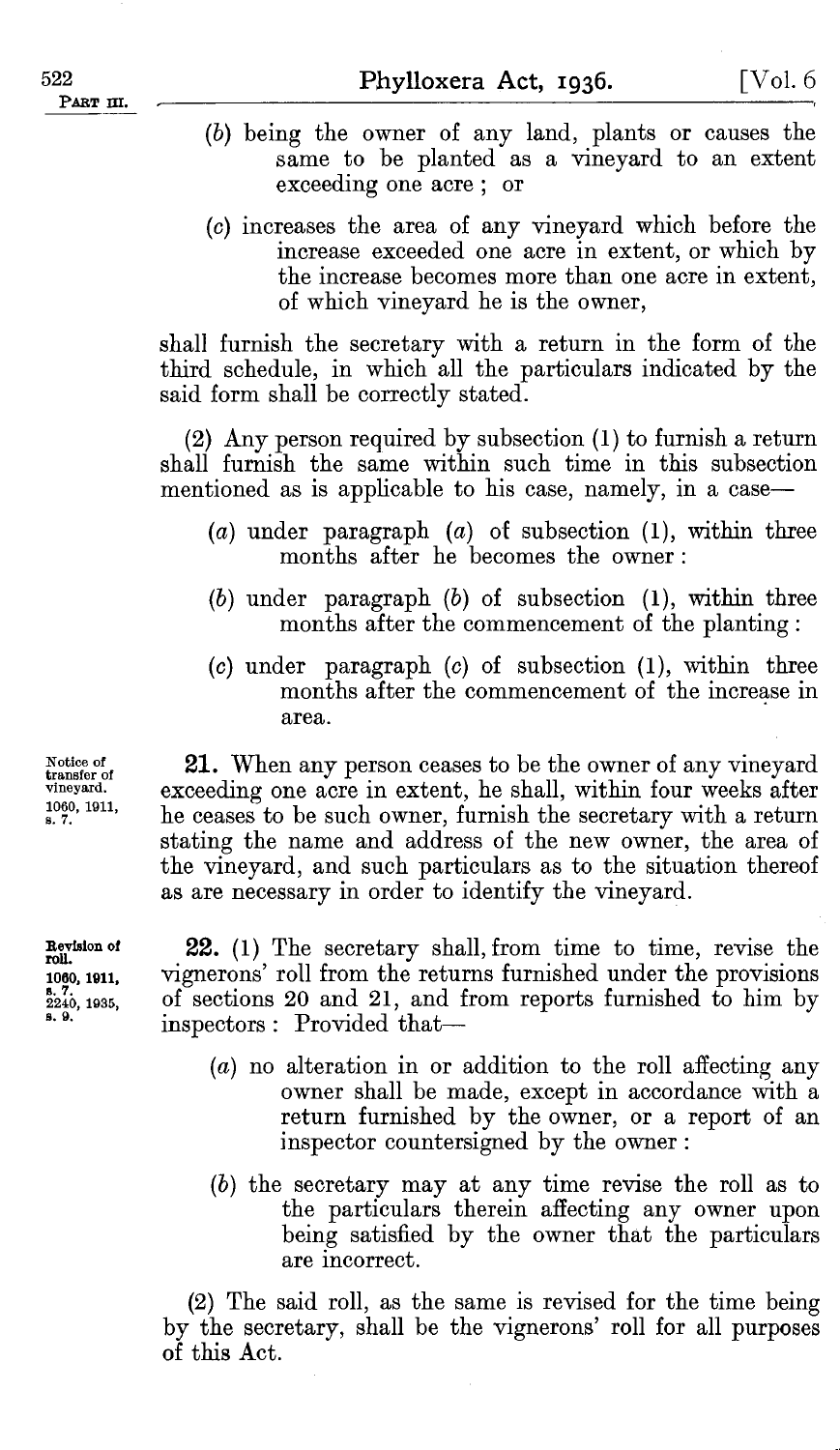(*b*) being the owner of any land, plants or causes the same to be planted as a vineyard to an extent exceeding one acre; or

(*c*) increases the area of any vineyard which before the increase exceeded one acre in extent, or which by the increase becomes more than one acre in extent, of which vineyard he is the owner,

shall furnish the secretary with a return in the form of the third schedule, in which all the particulars indicated by the said form shall be correctly stated.

(2) Any person required by subsection (1) to furnish a return shall furnish the same within such time in this subsection mentioned as is applicable to his case, namely, in a case—

(*a*) under paragraph (*a*) of subsection (1), within three months after he becomes the owner:

(*b*) under paragraph (*b*) of subsection (1), within three months after the commencement of the planting:

(*c*) under paragraph (*c*) of subsection (1), within three months after the commencement of the increase in area.

Notice of transfer of vineyard. 1060, 1911, s. 7.

**21.** When any person ceases to be the owner of any vineyard exceeding one acre in extent, he shall, within four weeks after he ceases to be such owner, furnish the secretary with a return stating the name and address of the new owner, the area of the vineyard, and such particulars as to the situation thereof as are necessary in order to identify the vineyard.

Revision of roll. 1060, 1911, s. 7. 2240, 1935, s. 9.

**22.** (1) The secretary shall, from time to time, revise the vignerons' roll from the returns furnished under the provisions of sections 20 and 21, and from reports furnished to him by inspectors: Provided that—

(*a*) no alteration in or addition to the roll affecting any owner shall be made, except in accordance with a return furnished by the owner, or a report of an inspector countersigned by the owner:

(*b*) the secretary may at any time revise the roll as to the particulars therein affecting any owner upon being satisfied by the owner that the particulars are incorrect.

(2) The said roll, as the same is revised for the time being by the secretary, shall be the vignerons' roll for all purposes of this Act.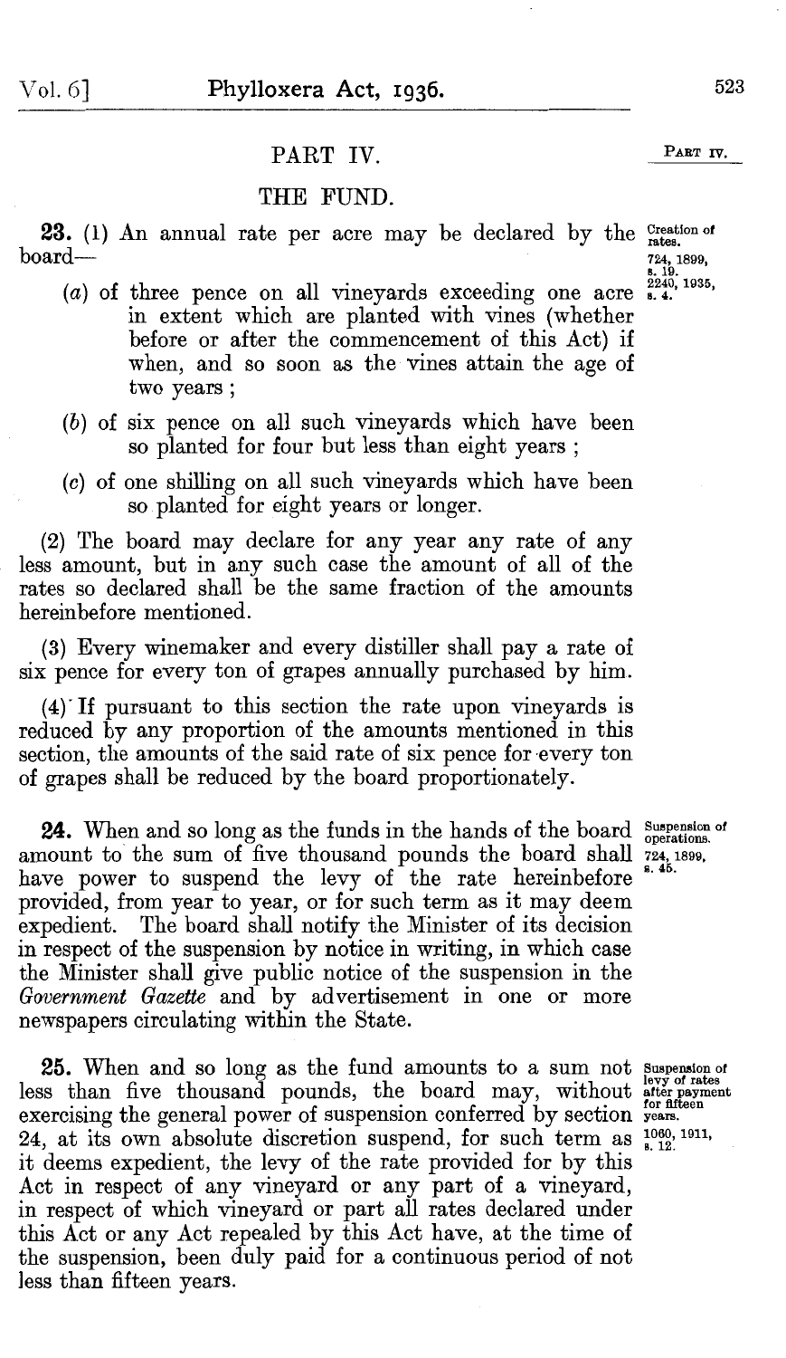## PART IV.

### THE FUND.

**23.** (1) An annual rate per acre may be declared by the board—

*Creation of rates.* 724, 1899, s. 19. 2240, 1935, s. 4.

(*a*) of three pence on all vineyards exceeding one acre in extent which are planted with vines (whether before or after the commencement of this Act) if when, and so soon as the vines attain the age of two years;

(*b*) of six pence on all such vineyards which have been so planted for four but less than eight years;

(*c*) of one shilling on all such vineyards which have been so planted for eight years or longer.

(2) The board may declare for any year any rate of any less amount, but in any such case the amount of all of the rates so declared shall be the same fraction of the amounts hereinbefore mentioned.

(3) Every winemaker and every distiller shall pay a rate of six pence for every ton of grapes annually purchased by him.

(4) If pursuant to this section the rate upon vineyards is reduced by any proportion of the amounts mentioned in this section, the amounts of the said rate of six pence for every ton of grapes shall be reduced by the board proportionately.

**24.** When and so long as the funds in the hands of the board amount to the sum of five thousand pounds the board shall have power to suspend the levy of the rate hereinbefore provided, from year to year, or for such term as it may deem expedient. The board shall notify the Minister of its decision in respect of the suspension by notice in writing, in which case the Minister shall give public notice of the suspension in the *Government Gazette* and by advertisement in one or more newspapers circulating within the State.

*Suspension of operations.* 724, 1899, s. 45.

**25.** When and so long as the fund amounts to a sum not less than five thousand pounds, the board may, without exercising the general power of suspension conferred by section 24, at its own absolute discretion suspend, for such term as it deems expedient, the levy of the rate provided for by this Act in respect of any vineyard or any part of a vineyard, in respect of which vineyard or part all rates declared under this Act or any Act repealed by this Act have, at the time of the suspension, been duly paid for a continuous period of not less than fifteen years.

*Suspension of levy of rates after payment for fifteen years.* 1060, 1911, s. 12.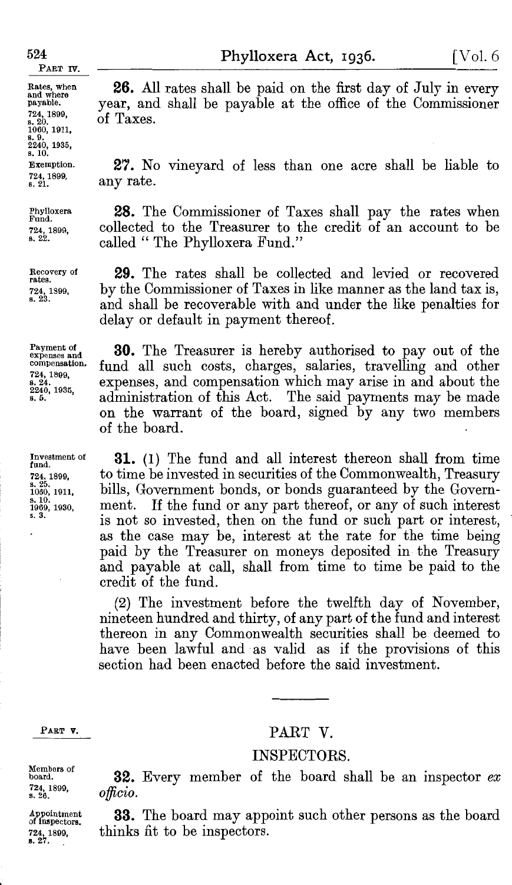Rates, when and where payable. 724, 1899, s. 20. 1060, 1911, s. 9. 2240, 1935, s. 10.

**26.** All rates shall be paid on the first day of July in every year, and shall be payable at the office of the Commissioner of Taxes.

Exemption. 724, 1899, s. 21.

**27.** No vineyard of less than one acre shall be liable to any rate.

Phylloxera Fund. 724, 1899, s. 22.

**28.** The Commissioner of Taxes shall pay the rates when collected to the Treasurer to the credit of an account to be called "The Phylloxera Fund."

Recovery of rates. 724, 1899, s. 23.

**29.** The rates shall be collected and levied or recovered by the Commissioner of Taxes in like manner as the land tax is, and shall be recoverable with and under the like penalties for delay or default in payment thereof.

Payment of expenses and compensation. 724, 1899, s. 24. 2240, 1935, s. 5.

**30.** The Treasurer is hereby authorised to pay out of the fund all such costs, charges, salaries, travelling and other expenses, and compensation which may arise in and about the administration of this Act. The said payments may be made on the warrant of the board, signed by any two members of the board.

Investment of fund. 724, 1899, s. 25. 1050, 1911, s. 10. 1969, 1930, s. 3.

**31.** (1) The fund and all interest thereon shall from time to time be invested in securities of the Commonwealth, Treasury bills, Government bonds, or bonds guaranteed by the Government. If the fund or any part thereof, or any of such interest is not so invested, then on the fund or such part or interest, as the case may be, interest at the rate for the time being paid by the Treasurer on moneys deposited in the Treasury and payable at call, shall from time to time be paid to the credit of the fund.

(2) The investment before the twelfth day of November, nineteen hundred and thirty, of any part of the fund and interest thereon in any Commonwealth securities shall be deemed to have been lawful and as valid as if the provisions of this section had been enacted before the said investment.

---

PART V.

## PART V.

### INSPECTORS.

Members of board. 724, 1899, s. 26.

**32.** Every member of the board shall be an inspector *ex officio*.

Appointment of inspectors. 724, 1899, s. 27.

**33.** The board may appoint such other persons as the board thinks fit to be inspectors.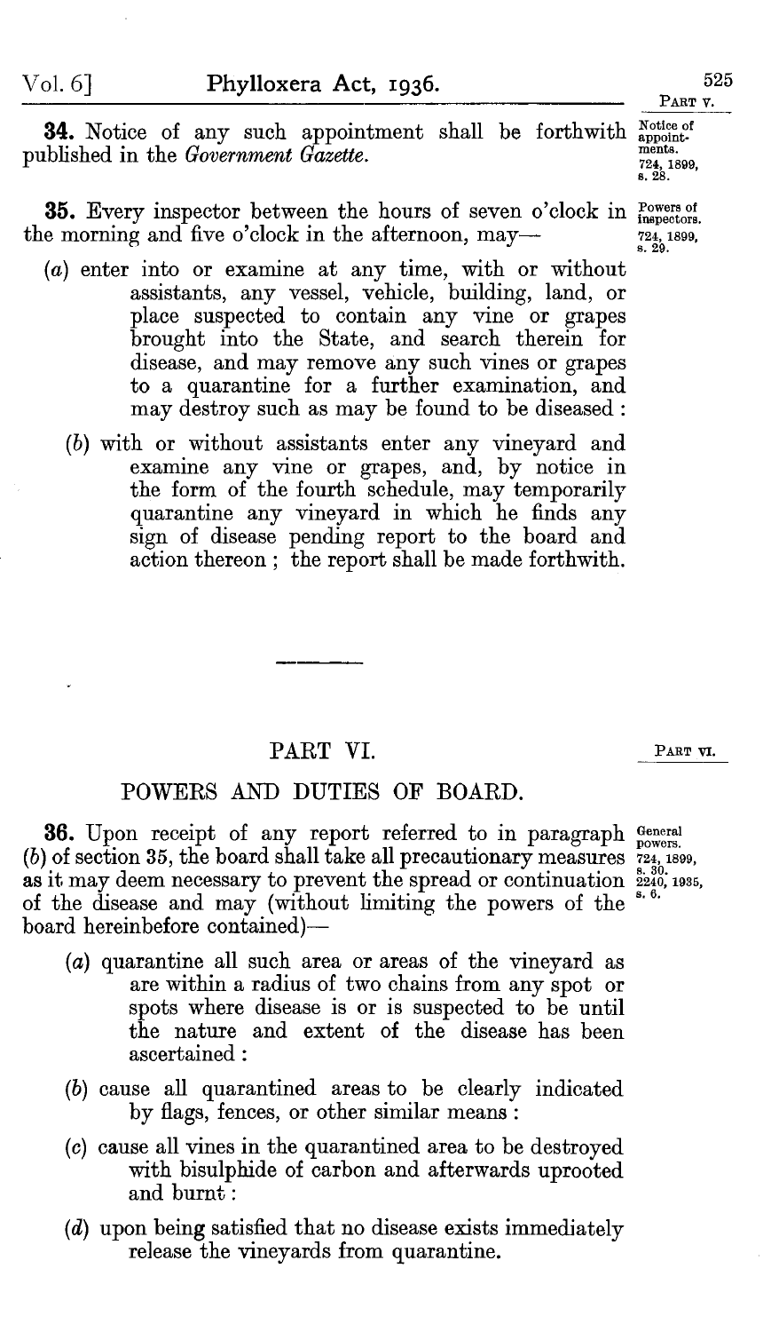**34.** Notice of any such appointment shall be forthwith published in the *Government Gazette*.

Notice of appointments. 724, 1899, s. 28.

**35.** Every inspector between the hours of seven o'clock in the morning and five o'clock in the afternoon, may—

Powers of inspectors. 724, 1899, s. 29.

(*a*) enter into or examine at any time, with or without assistants, any vessel, vehicle, building, land, or place suspected to contain any vine or grapes brought into the State, and search therein for disease, and may remove any such vines or grapes to a quarantine for a further examination, and may destroy such as may be found to be diseased :

(*b*) with or without assistants enter any vineyard and examine any vine or grapes, and, by notice in the form of the fourth schedule, may temporarily quarantine any vineyard in which he finds any sign of disease pending report to the board and action thereon ; the report shall be made forthwith.

---

## PART VI.

PART VI.

### POWERS AND DUTIES OF BOARD.

**36.** Upon receipt of any report referred to in paragraph (*b*) of section 35, the board shall take all precautionary measures as it may deem necessary to prevent the spread or continuation of the disease and may (without limiting the powers of the board hereinbefore contained)—

General powers. 724, 1899, s. 30. 2240, 1935, s. 6.

(*a*) quarantine all such area or areas of the vineyard as are within a radius of two chains from any spot or spots where disease is or is suspected to be until the nature and extent of the disease has been ascertained :

(*b*) cause all quarantined areas to be clearly indicated by flags, fences, or other similar means :

(*c*) cause all vines in the quarantined area to be destroyed with bisulphide of carbon and afterwards uprooted and burnt :

(*d*) upon being satisfied that no disease exists immediately release the vineyards from quarantine.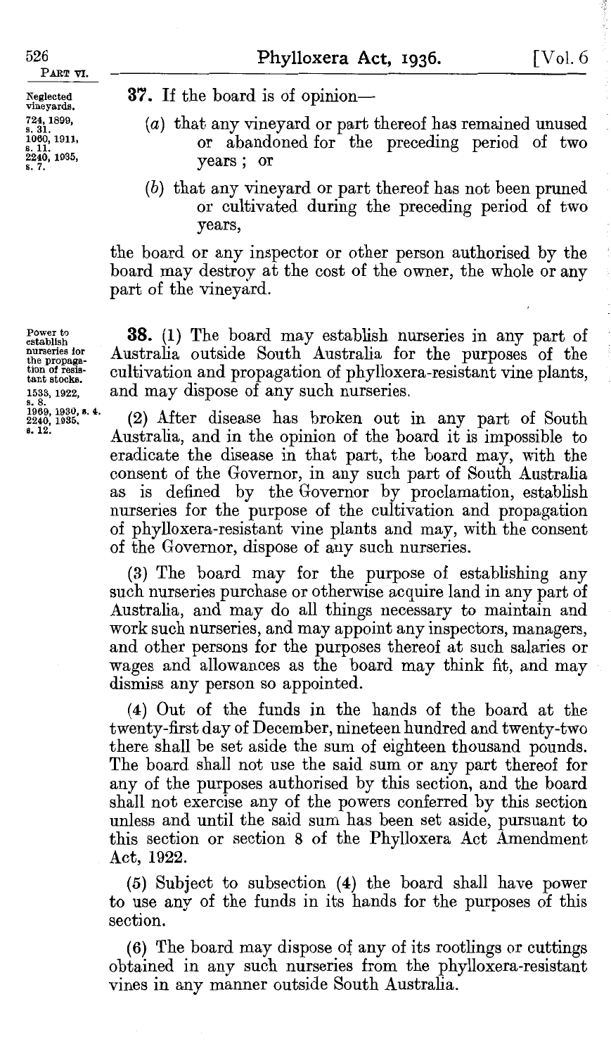PART VI.

**37.** If the board is of opinion—

Neglected vineyards. 724, 1899, s. 31. 1060, 1911, s. 11. 2240, 1935, s. 7.

(*a*) that any vineyard or part thereof has remained unused or abandoned for the preceding period of two years; or

(*b*) that any vineyard or part thereof has not been pruned or cultivated during the preceding period of two years,

the board or any inspector or other person authorised by the board may destroy at the cost of the owner, the whole or any part of the vineyard.

Power to establish nurseries for the propagation of resistant stocks. 1533, 1922, s. 8. 1969, 1930, s. 4. 2240, 1935, s. 12.

**38.** (1) The board may establish nurseries in any part of Australia outside South Australia for the purposes of the cultivation and propagation of phylloxera-resistant vine plants, and may dispose of any such nurseries.

(2) After disease has broken out in any part of South Australia, and in the opinion of the board it is impossible to eradicate the disease in that part, the board may, with the consent of the Governor, in any such part of South Australia as is defined by the Governor by proclamation, establish nurseries for the purpose of the cultivation and propagation of phylloxera-resistant vine plants and may, with the consent of the Governor, dispose of any such nurseries.

(3) The board may for the purpose of establishing any such nurseries purchase or otherwise acquire land in any part of Australia, and may do all things necessary to maintain and work such nurseries, and may appoint any inspectors, managers, and other persons for the purposes thereof at such salaries or wages and allowances as the board may think fit, and may dismiss any person so appointed.

(4) Out of the funds in the hands of the board at the twenty-first day of December, nineteen hundred and twenty-two there shall be set aside the sum of eighteen thousand pounds. The board shall not use the said sum or any part thereof for any of the purposes authorised by this section, and the board shall not exercise any of the powers conferred by this section unless and until the said sum has been set aside, pursuant to this section or section 8 of the Phylloxera Act Amendment Act, 1922.

(5) Subject to subsection (4) the board shall have power to use any of the funds in its hands for the purposes of this section.

(6) The board may dispose of any of its rootlings or cuttings obtained in any such nurseries from the phylloxera-resistant vines in any manner outside South Australia.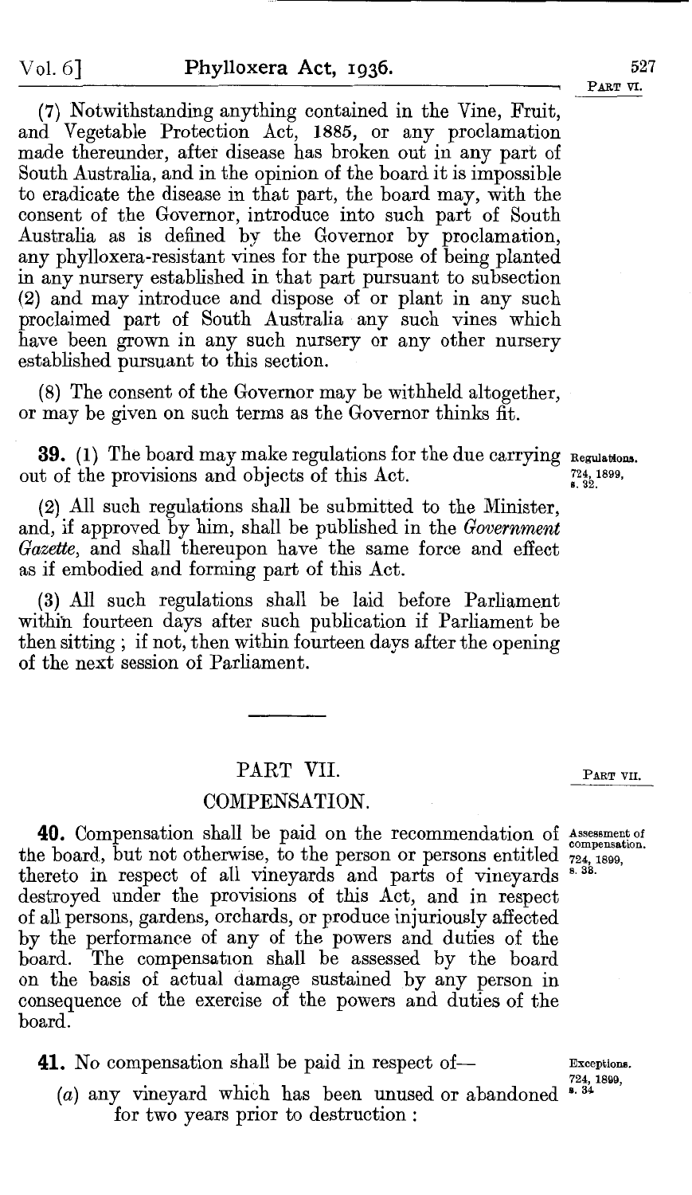(7) Notwithstanding anything contained in the Vine, Fruit, and Vegetable Protection Act, 1885, or any proclamation made thereunder, after disease has broken out in any part of South Australia, and in the opinion of the board it is impossible to eradicate the disease in that part, the board may, with the consent of the Governor, introduce into such part of South Australia as is defined by the Governor by proclamation, any phylloxera-resistant vines for the purpose of being planted in any nursery established in that part pursuant to subsection (2) and may introduce and dispose of or plant in any such proclaimed part of South Australia any such vines which have been grown in any such nursery or any other nursery established pursuant to this section.

(8) The consent of the Governor may be withheld altogether, or may be given on such terms as the Governor thinks fit.

**39.** (1) The board may make regulations for the due carrying out of the provisions and objects of this Act.

Regulations. 724, 1899, s. 32.

(2) All such regulations shall be submitted to the Minister, and, if approved by him, shall be published in the *Government Gazette*, and shall thereupon have the same force and effect as if embodied and forming part of this Act.

(3) All such regulations shall be laid before Parliament within fourteen days after such publication if Parliament be then sitting ; if not, then within fourteen days after the opening of the next session of Parliament.

## PART VII.

## COMPENSATION.

**40.** Compensation shall be paid on the recommendation of the board, but not otherwise, to the person or persons entitled thereto in respect of all vineyards and parts of vineyards destroyed under the provisions of this Act, and in respect of all persons, gardens, orchards, or produce injuriously affected by the performance of any of the powers and duties of the board. The compensation shall be assessed by the board on the basis of actual damage sustained by any person in consequence of the exercise of the powers and duties of the board.

Assessment of compensation. 724, 1899, s. 33.

**41.** No compensation shall be paid in respect of—

Exceptions. 724, 1899, s. 34.

(*a*) any vineyard which has been unused or abandoned for two years prior to destruction :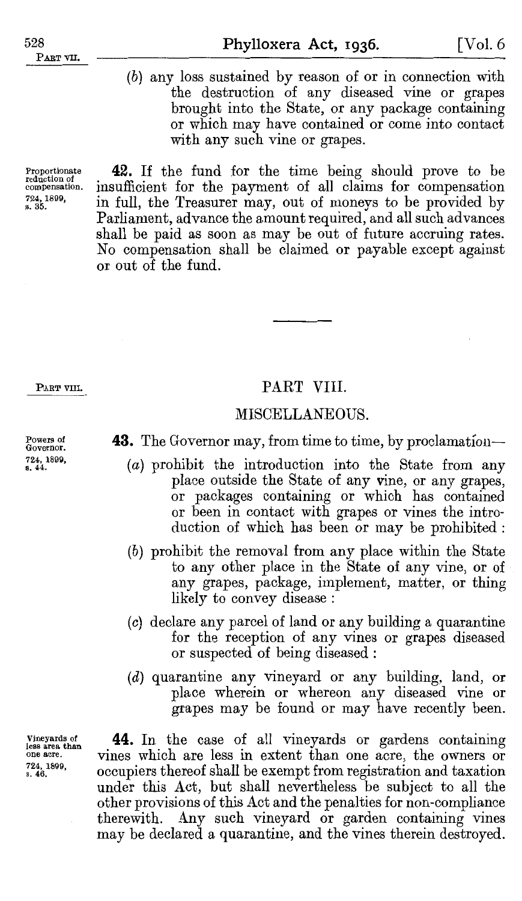(b) any loss sustained by reason of or in connection with the destruction of any diseased vine or grapes brought into the State, or any package containing or which may have contained or come into contact with any such vine or grapes.

Proportionate reduction of compensation. 724, 1899, s. 35.

**42.** If the fund for the time being should prove to be insufficient for the payment of all claims for compensation in full, the Treasurer may, out of moneys to be provided by Parliament, advance the amount required, and all such advances shall be paid as soon as may be out of future accruing rates. No compensation shall be claimed or payable except against or out of the fund.

---

PART VIII.

## PART VIII.

### MISCELLANEOUS.

Powers of Governor. 724, 1899, s. 44.

**43.** The Governor may, from time to time, by proclamation—

(a) prohibit the introduction into the State from any place outside the State of any vine, or any grapes, or packages containing or which has contained or been in contact with grapes or vines the introduction of which has been or may be prohibited :

(b) prohibit the removal from any place within the State to any other place in the State of any vine, or of any grapes, package, implement, matter, or thing likely to convey disease :

(c) declare any parcel of land or any building a quarantine for the reception of any vines or grapes diseased or suspected of being diseased :

(d) quarantine any vineyard or any building, land, or place wherein or whereon any diseased vine or grapes may be found or may have recently been.

Vineyards of less area than one acre. 724, 1899, s. 46.

**44.** In the case of all vineyards or gardens containing vines which are less in extent than one acre, the owners or occupiers thereof shall be exempt from registration and taxation under this Act, but shall nevertheless be subject to all the other provisions of this Act and the penalties for non-compliance therewith. Any such vineyard or garden containing vines may be declared a quarantine, and the vines therein destroyed.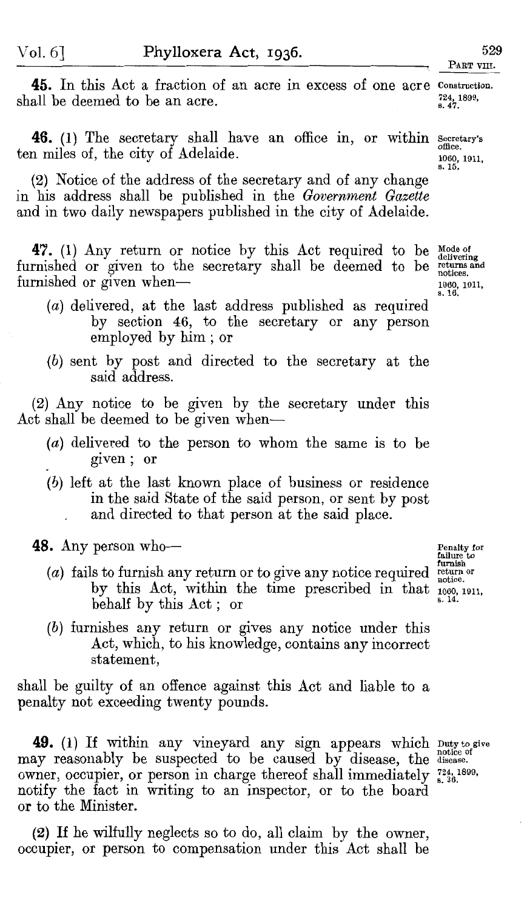**45.** In this Act a fraction of an acre in excess of one acre shall be deemed to be an acre.

Construction. 724, 1899, s. 47.

**46.** (1) The secretary shall have an office in, or within ten miles of, the city of Adelaide.

Secretary's office. 1060, 1911, s. 15.

(2) Notice of the address of the secretary and of any change in his address shall be published in the *Government Gazette* and in two daily newspapers published in the city of Adelaide.

**47.** (1) Any return or notice by this Act required to be furnished or given to the secretary shall be deemed to be furnished or given when—

Mode of delivering returns and notices. 1060, 1911, s. 16.

(*a*) delivered, at the last address published as required by section 46, to the secretary or any person employed by him; or

(*b*) sent by post and directed to the secretary at the said address.

(2) Any notice to be given by the secretary under this Act shall be deemed to be given when—

(*a*) delivered to the person to whom the same is to be given; or

(*b*) left at the last known place of business or residence in the said State of the said person, or sent by post and directed to that person at the said place.

**48.** Any person who—

Penalty for failure to furnish return or notice. 1060, 1911, s. 14.

(*a*) fails to furnish any return or to give any notice required by this Act, within the time prescribed in that behalf by this Act; or

(*b*) furnishes any return or gives any notice under this Act, which, to his knowledge, contains any incorrect statement,

shall be guilty of an offence against this Act and liable to a penalty not exceeding twenty pounds.

**49.** (1) If within any vineyard any sign appears which may reasonably be suspected to be caused by disease, the owner, occupier, or person in charge thereof shall immediately notify the fact in writing to an inspector, or to the board or to the Minister.

Duty to give notice of disease. 724, 1899, s. 36.

(2) If he wilfully neglects so to do, all claim by the owner, occupier, or person to compensation under this Act shall be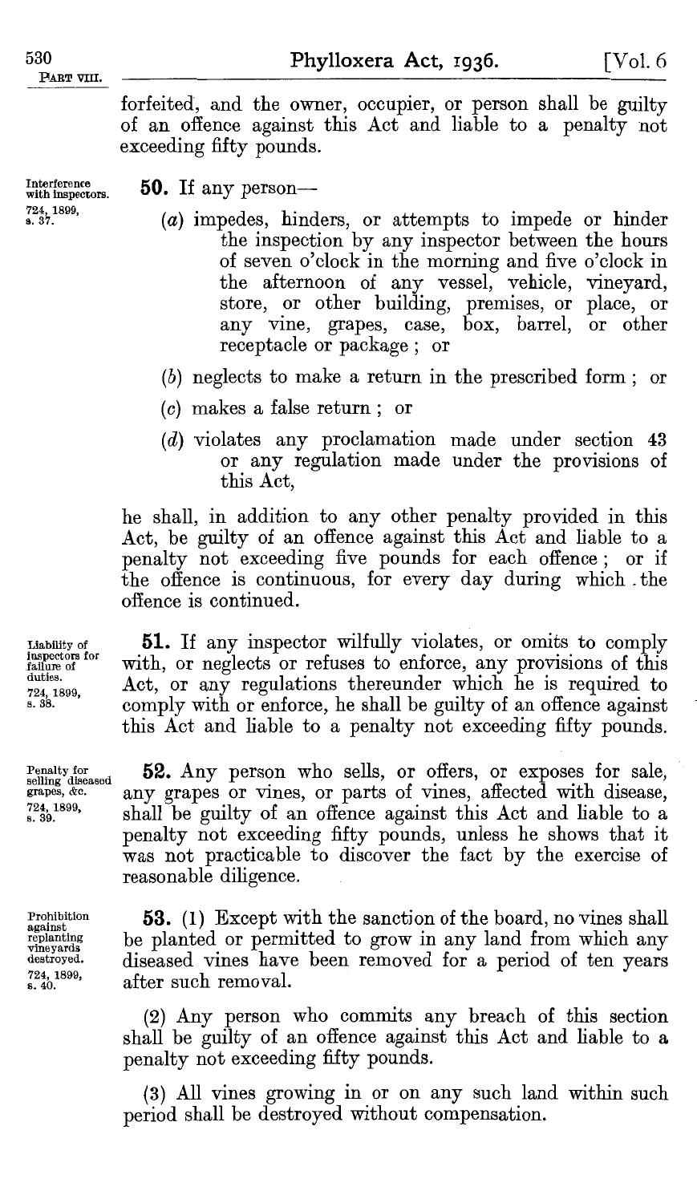forfeited, and the owner, occupier, or person shall be guilty of an offence against this Act and liable to a penalty not exceeding fifty pounds.

Interference with inspectors. 724, 1899, s. 37.

**50.** If any person—

(*a*) impedes, hinders, or attempts to impede or hinder the inspection by any inspector between the hours of seven o'clock in the morning and five o'clock in the afternoon of any vessel, vehicle, vineyard, store, or other building, premises, or place, or any vine, grapes, case, box, barrel, or other receptacle or package; or

(*b*) neglects to make a return in the prescribed form; or

(*c*) makes a false return; or

(*d*) violates any proclamation made under section 43 or any regulation made under the provisions of this Act,

he shall, in addition to any other penalty provided in this Act, be guilty of an offence against this Act and liable to a penalty not exceeding five pounds for each offence; or if the offence is continuous, for every day during which the offence is continued.

Liability of inspectors for failure of duties. 724, 1899, s. 38.

**51.** If any inspector wilfully violates, or omits to comply with, or neglects or refuses to enforce, any provisions of this Act, or any regulations thereunder which he is required to comply with or enforce, he shall be guilty of an offence against this Act and liable to a penalty not exceeding fifty pounds.

Penalty for selling diseased grapes, &c. 724, 1899, s. 39.

**52.** Any person who sells, or offers, or exposes for sale, any grapes or vines, or parts of vines, affected with disease, shall be guilty of an offence against this Act and liable to a penalty not exceeding fifty pounds, unless he shows that it was not practicable to discover the fact by the exercise of reasonable diligence.

Prohibition against replanting vineyards destroyed. 724, 1899, s. 40.

**53.** (1) Except with the sanction of the board, no vines shall be planted or permitted to grow in any land from which any diseased vines have been removed for a period of ten years after such removal.

(2) Any person who commits any breach of this section shall be guilty of an offence against this Act and liable to a penalty not exceeding fifty pounds.

(3) All vines growing in or on any such land within such period shall be destroyed without compensation.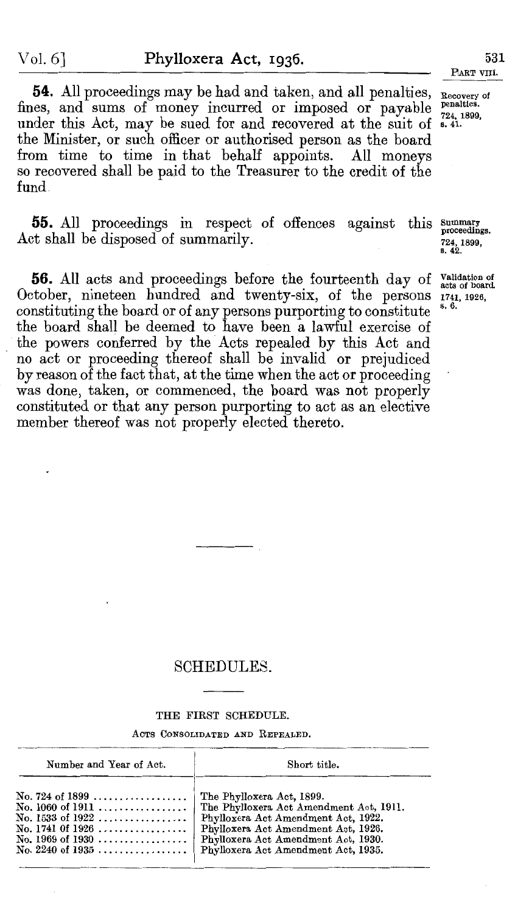**54.** All proceedings may be had and taken, and all penalties, fines, and sums of money incurred or imposed or payable under this Act, may be sued for and recovered at the suit of the Minister, or such officer or authorised person as the board from time to time in that behalf appoints. All moneys so recovered shall be paid to the Treasurer to the credit of the fund.

Recovery of penalties. 724, 1899, s. 41.

**55.** All proceedings in respect of offences against this Act shall be disposed of summarily.

Summary proceedings. 724, 1899, s. 42.

**56.** All acts and proceedings before the fourteenth day of October, nineteen hundred and twenty-six, of the persons constituting the board or of any persons purporting to constitute the board shall be deemed to have been a lawful exercise of the powers conferred by the Acts repealed by this Act and no act or proceeding thereof shall be invalid or prejudiced by reason of the fact that, at the time when the act or proceeding was done, taken, or commenced, the board was not properly constituted or that any person purporting to act as an elective member thereof was not properly elected thereto.

Validation of acts of board. 1741, 1926, s. 6.

## SCHEDULES.

### THE FIRST SCHEDULE.

ACTS CONSOLIDATED AND REPEALED.

| Number and Year of Act. | Short title. |
|---|---|
| No. 724 of 1899 | The Phylloxera Act, 1899. |
| No. 1060 of 1911 | The Phylloxera Act Amendment Act, 1911. |
| No. 1533 of 1922 | Phylloxera Act Amendment Act, 1922. |
| No. 1741 0f 1926 | Phylloxera Act Amendment Act, 1926. |
| No. 1969 of 1930 | Phylloxera Act Amendment Act, 1930. |
| No. 2240 of 1935 | Phylloxera Act Amendment Act, 1935. |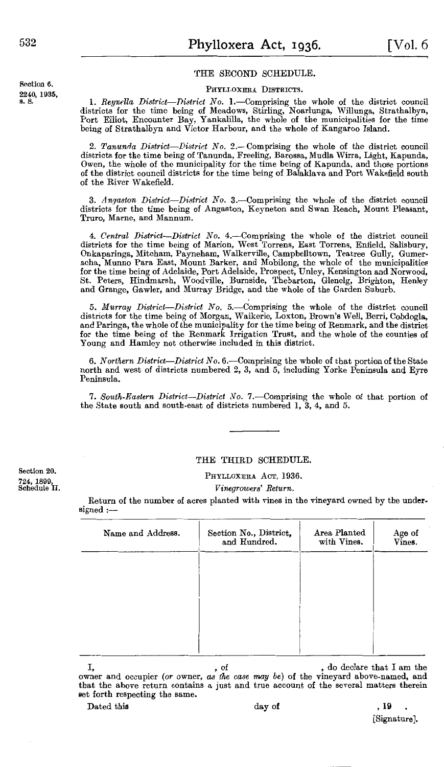## THE SECOND SCHEDULE.

Section 6.
2240, 1935, s. 8.

### PHYLLOXERA DISTRICTS.

1. *Reynella District—District No.* 1.—Comprising the whole of the district council districts for the time being of Meadows, Stirling, Noarlunga, Willunga, Strathalbyn, Port Elliot, Encounter Bay, Yankalilla, the whole of the municipalities for the time being of Strathalbyn and Victor Harbour, and the whole of Kangaroo Island.

2. *Tanunda District—District No.* 2.—Comprising the whole of the district council districts for the time being of Tanunda, Freeling, Barossa, Mudla Wirra, Light, Kapunda, Owen, the whole of the municipality for the time being of Kapunda, and those portions of the district council districts for the time being of Balaklava and Port Wakefield south of the River Wakefield.

3. *Angaston District—District No.* 3.—Comprising the whole of the district council districts for the time being of Angaston, Keyneton and Swan Reach, Mount Pleasant, Truro, Marne, and Mannum.

4. *Central District—District No.* 4.—Comprising the whole of the district council districts for the time being of Marion, West Torrens, East Torrens, Enfield, Salisbury, Onkaparinga, Mitcham, Payneham, Walkerville, Campbelltown, Teatree Gully, Gumeracha, Munno Para East, Mount Barker, and Mobilong, the whole of the municipalities for the time being of Adelaide, Port Adelaide, Prospect, Unley, Kensington and Norwood, St. Peters, Hindmarsh, Woodville, Burnside, Thebarton, Glenelg, Brighton, Henley and Grange, Gawler, and Murray Bridge, and the whole of the Garden Suburb.

5. *Murray District—District No.* 5.—Comprising the whole of the district council districts for the time being of Morgan, Waikerie, Loxton, Brown's Well, Berri, Cobdogla, and Paringa, the whole of the municipality for the time being of Renmark, and the district for the time being of the Renmark Irrigation Trust, and the whole of the counties of Young and Hamley not otherwise included in this district.

6. *Northern District—District No.* 6.—Comprising the whole of that portion of the State north and west of districts numbered 2, 3, and 5, including Yorke Peninsula and Eyre Peninsula.

7. *South-Eastern District—District No.* 7.—Comprising the whole of that portion of the State south and south-east of districts numbered 1, 3, 4, and 5.

---

## THE THIRD SCHEDULE.

Section 20.
724, 1899, Schedule II.

### PHYLLOXERA ACT, 1936.

*Vinegrowers' Return.*

Return of the number of acres planted with vines in the vineyard owned by the undersigned :—

| Name and Address. | Section No., District, and Hundred. | Area Planted with Vines. | Age of Vines. |
|---|---|---|---|
| | | | |

I, , of , do declare that I am the owner and occupier (*or* owner, *as the case may be*) of the vineyard above-named, and that the above return contains a just and true account of the several matters therein set forth respecting the same.

Dated this day of , 19 .

[Signature].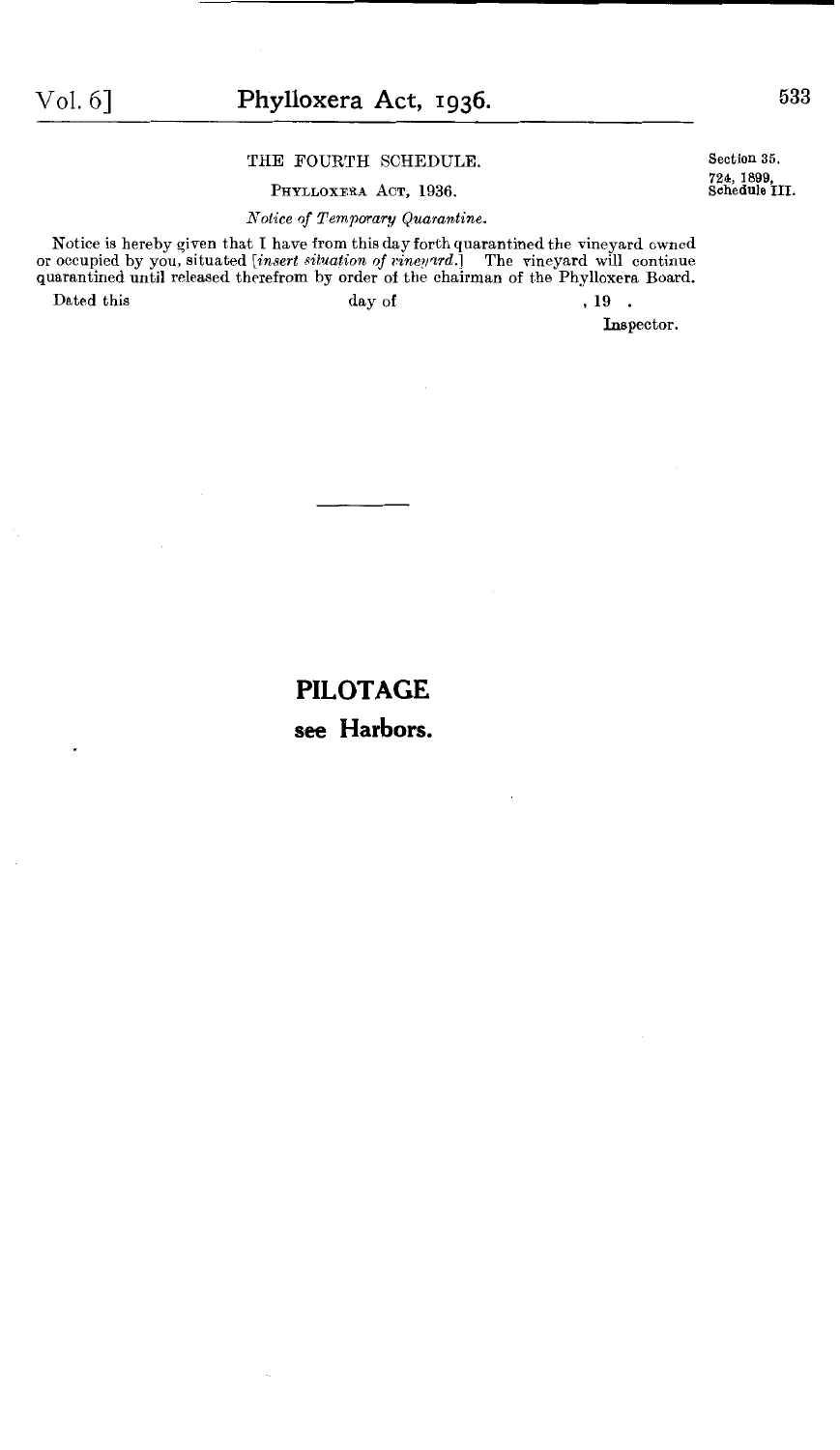## THE FOURTH SCHEDULE.

Section 35.
724, 1899, Schedule III.

PHYLLOXERA ACT, 1936.

*Notice of Temporary Quarantine.*

Notice is hereby given that I have from this day forth quarantined the vineyard owned or occupied by you, situated [*insert situation of vineyard.*] The vineyard will continue quarantined until released therefrom by order of the chairman of the Phylloxera Board.

Dated this day of , 19 .

Inspector.

---

# PILOTAGE

## see Harbors.